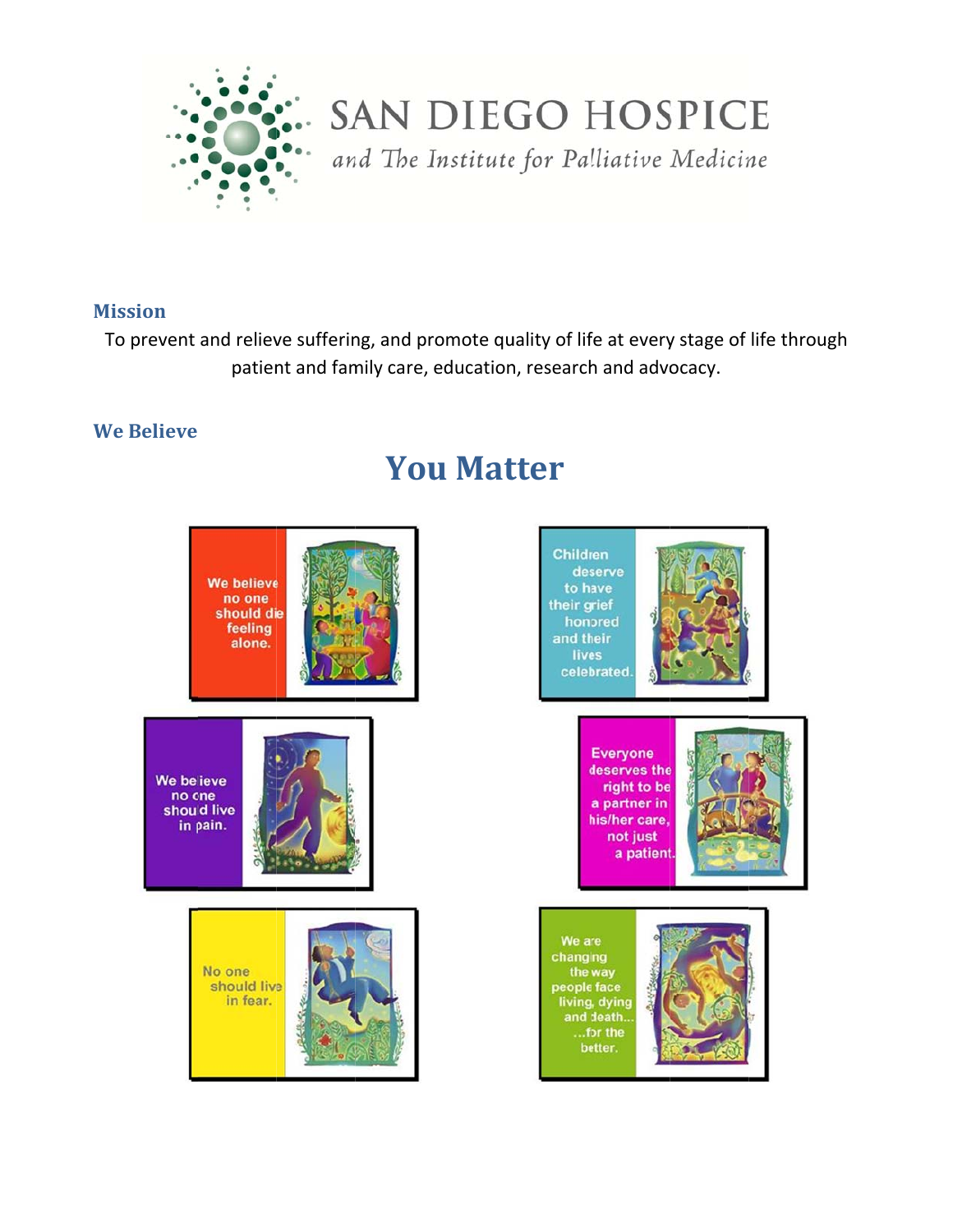# SAN DIEGO HOSPICE

*and The Institute for Palliative Medicine*

### Mission

To prevent and relieve suffering, and promote quality of life at every stage of life through patient and family care, education, research and advocacy.

### We Believe

## You Matter

We believe no one should die feeling alone.

Children deserve to have their grief honored and their lives celebrated.

We believe no one should live in pain.

Everyone deserves the right to be a partner in his/her care, not just a patient.

No one should live in fear.

We are changing the way people face living, dying and death... ...for the better.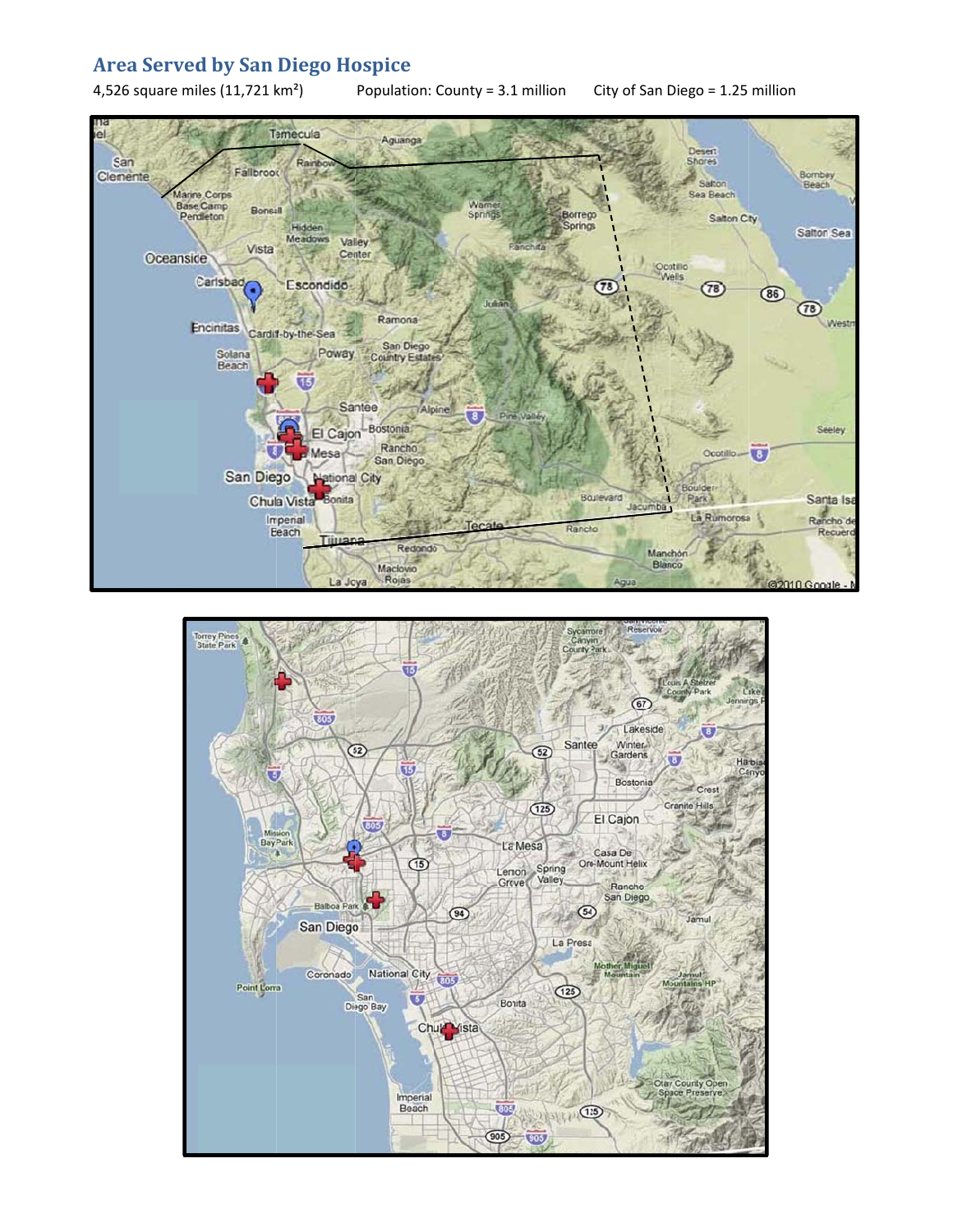## Area Served by San Diego Hospice

4,526 square miles (11,721 km²)     Population: County = 3.1 million     City of San Diego = 1.25 million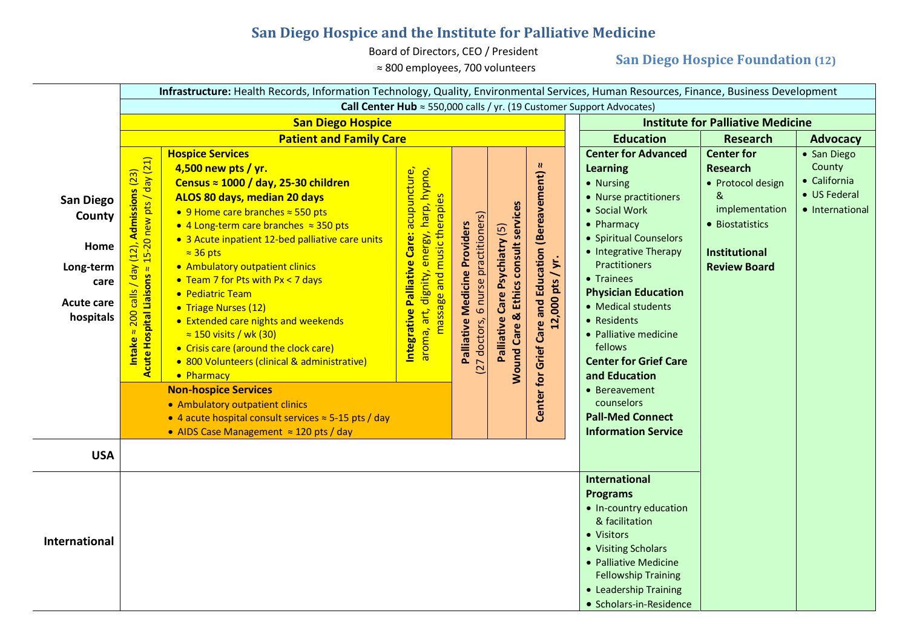# San Diego Hospice and the Institute for Palliative Medicine

Board of Directors, CEO / President

≈ 800 employees, 700 volunteers

**San Diego Hospice Foundation (12)**

**Infrastructure:** Health Records, Information Technology, Quality, Environmental Services, Human Resources, Finance, Business Development

**Call Center Hub** ≈ 550,000 calls / yr. (19 Customer Support Advocates)

## San Diego Hospice — Patient and Family Care

**Scope: San Diego County — Home, Long-term care, Acute care hospitals**

**Intake** ≈ 200 calls / day (12), **Admissions** (23)

**Acute Hospital Liaisons** ≈ 15-20 new pts / day (21)

### Hospice Services

**4,500 new pts / yr.**

**Census ≈ 1000 / day, 25-30 children**

**ALOS 80 days, median 20 days**

- 9 Home care branches ≈ 550 pts
- 4 Long-term care branches ≈ 350 pts
- 3 Acute inpatient 12-bed palliative care units ≈ 36 pts
- Ambulatory outpatient clinics
- Team 7 for Pts with Px < 7 days
- Pediatric Team
- Triage Nurses (12)
- Extended care nights and weekends ≈ 150 visits / wk (30)
- Crisis care (around the clock care)
- 800 Volunteers (clinical & administrative)
- Pharmacy

### Non-hospice Services

- Ambulatory outpatient clinics
- 4 acute hospital consult services ≈ 5-15 pts / day
- AIDS Case Management ≈ 120 pts / day

**Integrative Palliative Care:** acupuncture, aroma, art, dignity, energy, harp, hypno, massage and music therapies

**Palliative Medicine Providers** (27 doctors, 6 nurse practitioners)

**Palliative Care Psychiatry** (5)

**Wound Care & Ethics consult services**

**Center for Grief Care and Education (Bereavement) ≈ 12,000 pts / yr.**

## Institute for Palliative Medicine

### Education

**Center for Advanced Learning**

- Nursing
- Nurse practitioners
- Social Work
- Pharmacy
- Spiritual Counselors
- Integrative Therapy Practitioners
- Trainees

**Physician Education**

- Medical students
- Residents
- Palliative medicine fellows

**Center for Grief Care and Education**

- Bereavement counselors

**Pall-Med Connect Information Service**

**International Programs** (International)

- In-country education & facilitation
- Visitors
- Visiting Scholars
- Palliative Medicine Fellowship Training
- Leadership Training
- Scholars-in-Residence

### Research

**Center for Research**

- Protocol design & implementation
- Biostatistics

**Institutional Review Board**

### Advocacy

- San Diego County
- California
- US Federal
- International

**Levels:** San Diego County (Home, Long-term care, Acute care hospitals) · USA · International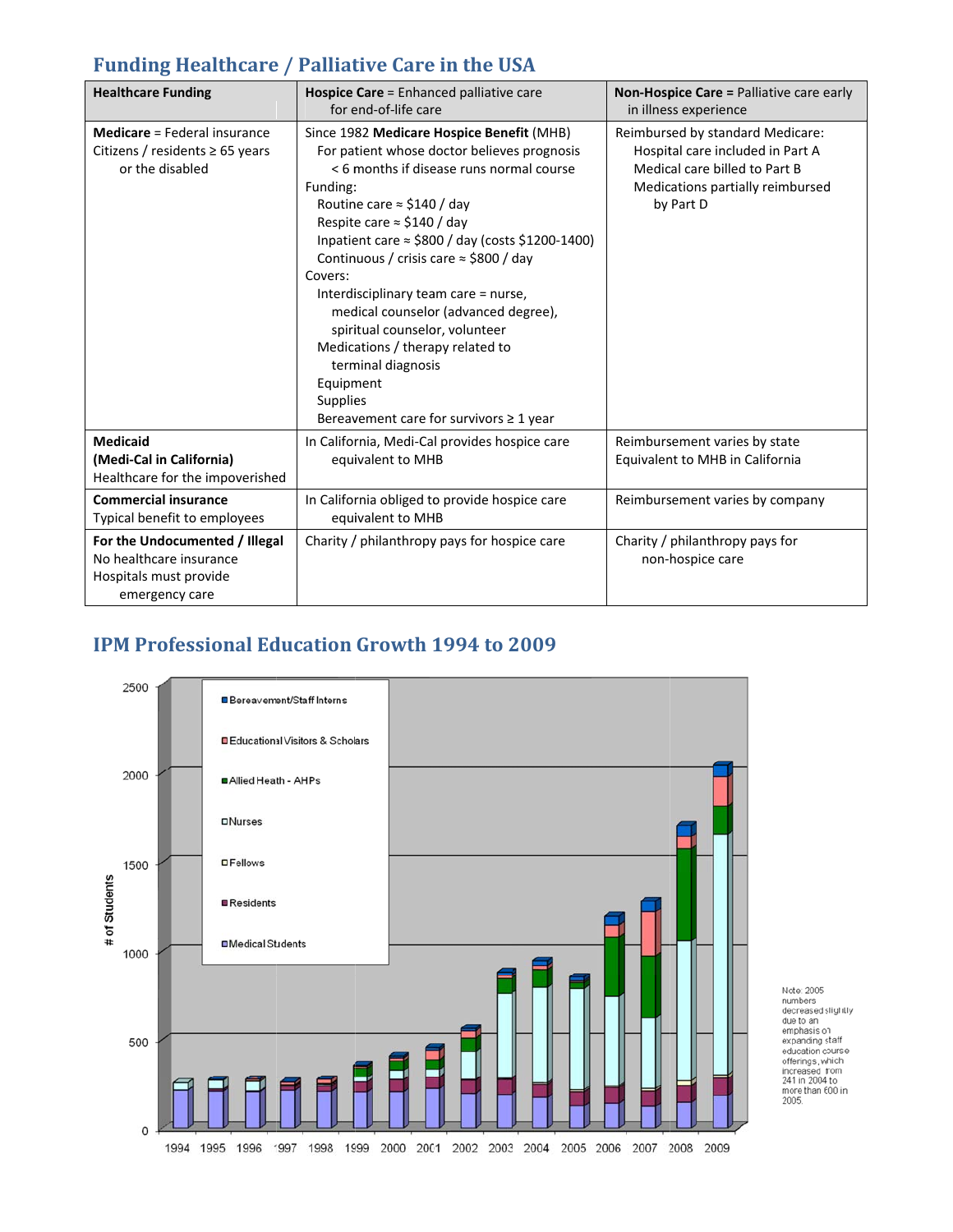## Funding Healthcare / Palliative Care in the USA

| Healthcare Funding | Hospice Care = Enhanced palliative care for end-of-life care | Non-Hospice Care = Palliative care early in illness experience |
|---|---|---|
| **Medicare** = Federal insurance<br>Citizens / residents ≥ 65 years or the disabled | Since 1982 **Medicare Hospice Benefit** (MHB)<br>For patient whose doctor believes prognosis < 6 months if disease runs normal course<br>Funding:<br>Routine care ≈ $140 / day<br>Respite care ≈ $140 / day<br>Inpatient care ≈ $800 / day (costs $1200-1400)<br>Continuous / crisis care ≈ $800 / day<br>Covers:<br>Interdisciplinary team care = nurse, medical counselor (advanced degree), spiritual counselor, volunteer<br>Medications / therapy related to terminal diagnosis<br>Equipment<br>Supplies<br>Bereavement care for survivors ≥ 1 year | Reimbursed by standard Medicare:<br>Hospital care included in Part A<br>Medical care billed to Part B<br>Medications partially reimbursed by Part D |
| **Medicaid (Medi-Cal in California)**<br>Healthcare for the impoverished | In California, Medi-Cal provides hospice care equivalent to MHB | Reimbursement varies by state<br>Equivalent to MHB in California |
| **Commercial insurance**<br>Typical benefit to employees | In California obliged to provide hospice care equivalent to MHB | Reimbursement varies by company |
| **For the Undocumented / Illegal**<br>No healthcare insurance<br>Hospitals must provide emergency care | Charity / philanthropy pays for hospice care | Charity / philanthropy pays for non-hospice care |

## IPM Professional Education Growth 1994 to 2009

# of Students

2500
2000
1500
1000
500
0

Bereavement/Staff Interns
Educational Visitors & Scholars
Allied Heath - AHPs
Nurses
Fellows
Residents
Medical Students

1994 1995 1996 1997 1998 1999 2000 2001 2002 2003 2004 2005 2006 2007 2008 2009

Note: 2005 numbers decreased slightly due to an emphasis on expanding staff education course offerings, which increased from 241 in 2004 to more than 600 in 2005.